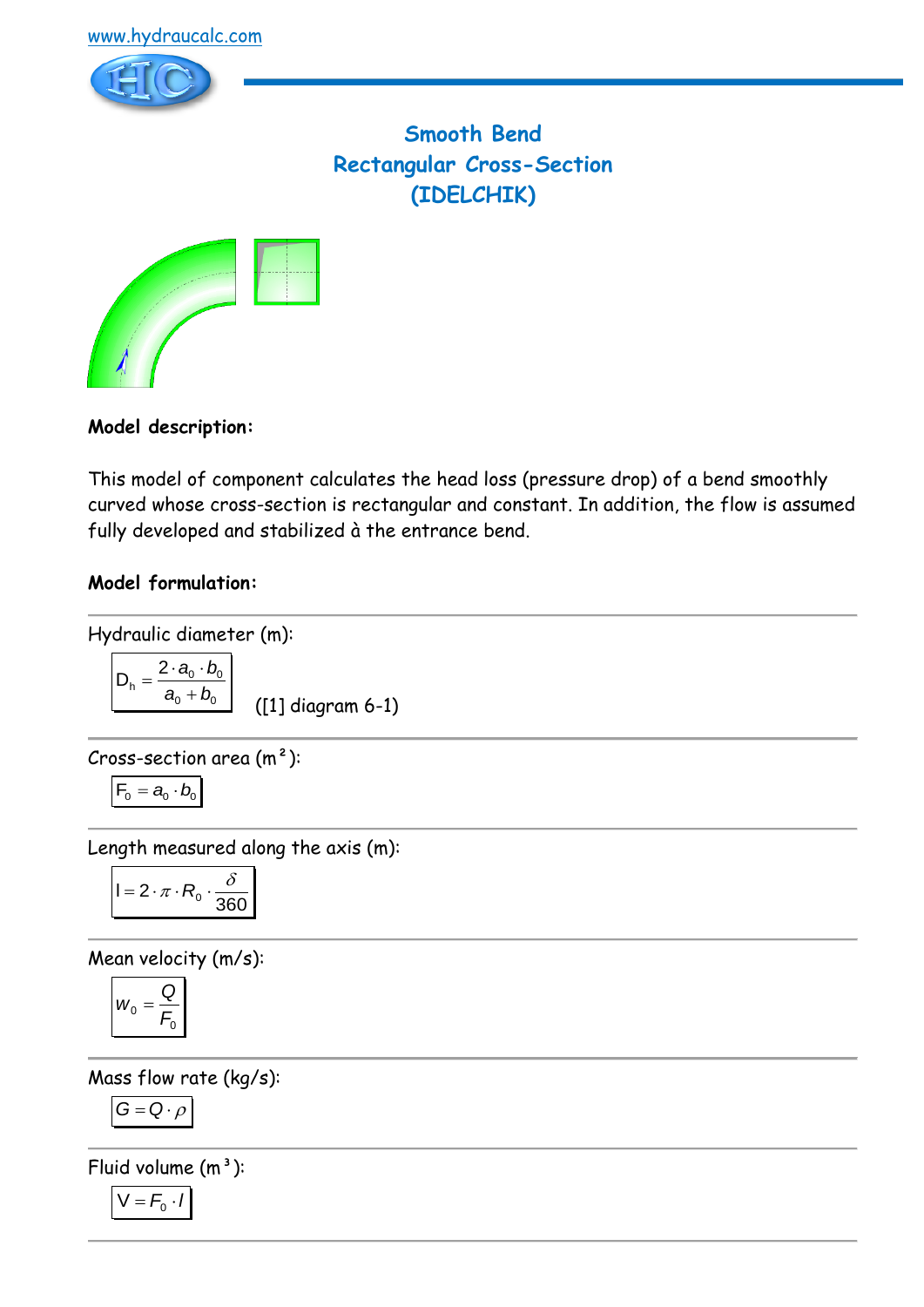www.hydraucalc.com

# Smooth Bend
# Rectangular Cross-Section
# (IDELCHIK)

**Model description:**

This model of component calculates the head loss (pressure drop) of a bend smoothly curved whose cross-section is rectangular and constant. In addition, the flow is assumed fully developed and stabilized à the entrance bend.

**Model formulation:**

Hydraulic diameter (m):

$$D_h = \frac{2 \cdot a_0 \cdot b_0}{a_0 + b_0}$$

([1] diagram 6-1)

Cross-section area (m²):

$$F_0 = a_0 \cdot b_0$$

Length measured along the axis (m):

$$l = 2 \cdot \pi \cdot R_0 \cdot \frac{\delta}{360}$$

Mean velocity (m/s):

$$w_0 = \frac{Q}{F_0}$$

Mass flow rate (kg/s):

$$G = Q \cdot \rho$$

Fluid volume (m³):

$$V = F_0 \cdot l$$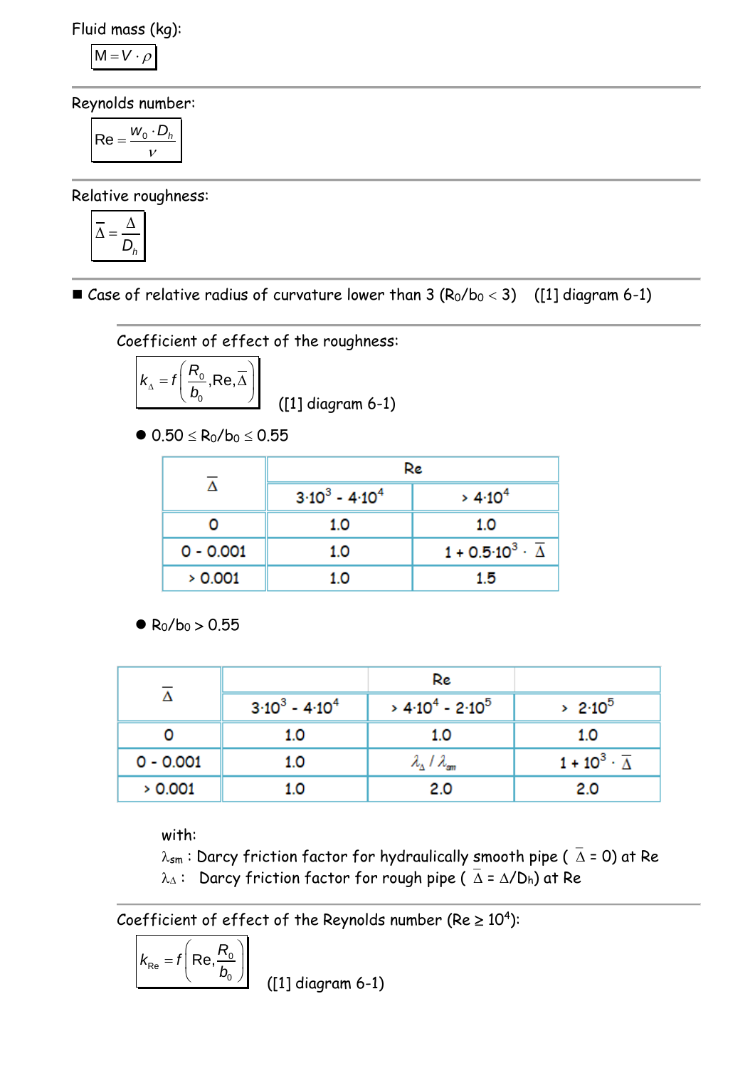Fluid mass (kg):

$$M = V \cdot \rho$$

Reynolds number:

$$\mathrm{Re} = \frac{w_0 \cdot D_h}{\nu}$$

Relative roughness:

$$\overline{\Delta} = \frac{\Delta}{D_h}$$

■ Case of relative radius of curvature lower than 3 ($R_0/b_0 < 3$) ([1] diagram 6-1)

Coefficient of effect of the roughness:

$$k_\Delta = f\left(\frac{R_0}{b_0}, \mathrm{Re}, \overline{\Delta}\right)$$

([1] diagram 6-1)

- $0.50 \le R_0/b_0 \le 0.55$

| $\overline{\Delta}$ | Re | |
|---|---|---|
| | $3 \cdot 10^3$ - $4 \cdot 10^4$ | > $4 \cdot 10^4$ |
| 0 | 1.0 | 1.0 |
| 0 - 0.001 | 1.0 | $1 + 0.5 \cdot 10^3 \cdot \overline{\Delta}$ |
| > 0.001 | 1.0 | 1.5 |

- $R_0/b_0 > 0.55$

| $\overline{\Delta}$ | Re | | |
|---|---|---|---|
| | $3 \cdot 10^3$ - $4 \cdot 10^4$ | > $4 \cdot 10^4$ - $2 \cdot 10^5$ | > $2 \cdot 10^5$ |
| 0 | 1.0 | 1.0 | 1.0 |
| 0 - 0.001 | 1.0 | $\lambda_\Delta / \lambda_{sm}$ | $1 + 10^3 \cdot \overline{\Delta}$ |
| > 0.001 | 1.0 | 2.0 | 2.0 |

with:
$\lambda_{sm}$ : Darcy friction factor for hydraulically smooth pipe ( $\overline{\Delta} = 0$) at Re
$\lambda_\Delta$ : Darcy friction factor for rough pipe ( $\overline{\Delta} = \Delta/D_h$) at Re

Coefficient of effect of the Reynolds number ($\mathrm{Re} \ge 10^4$):

$$k_{\mathrm{Re}} = f\left(\mathrm{Re}, \frac{R_0}{b_0}\right)$$

([1] diagram 6-1)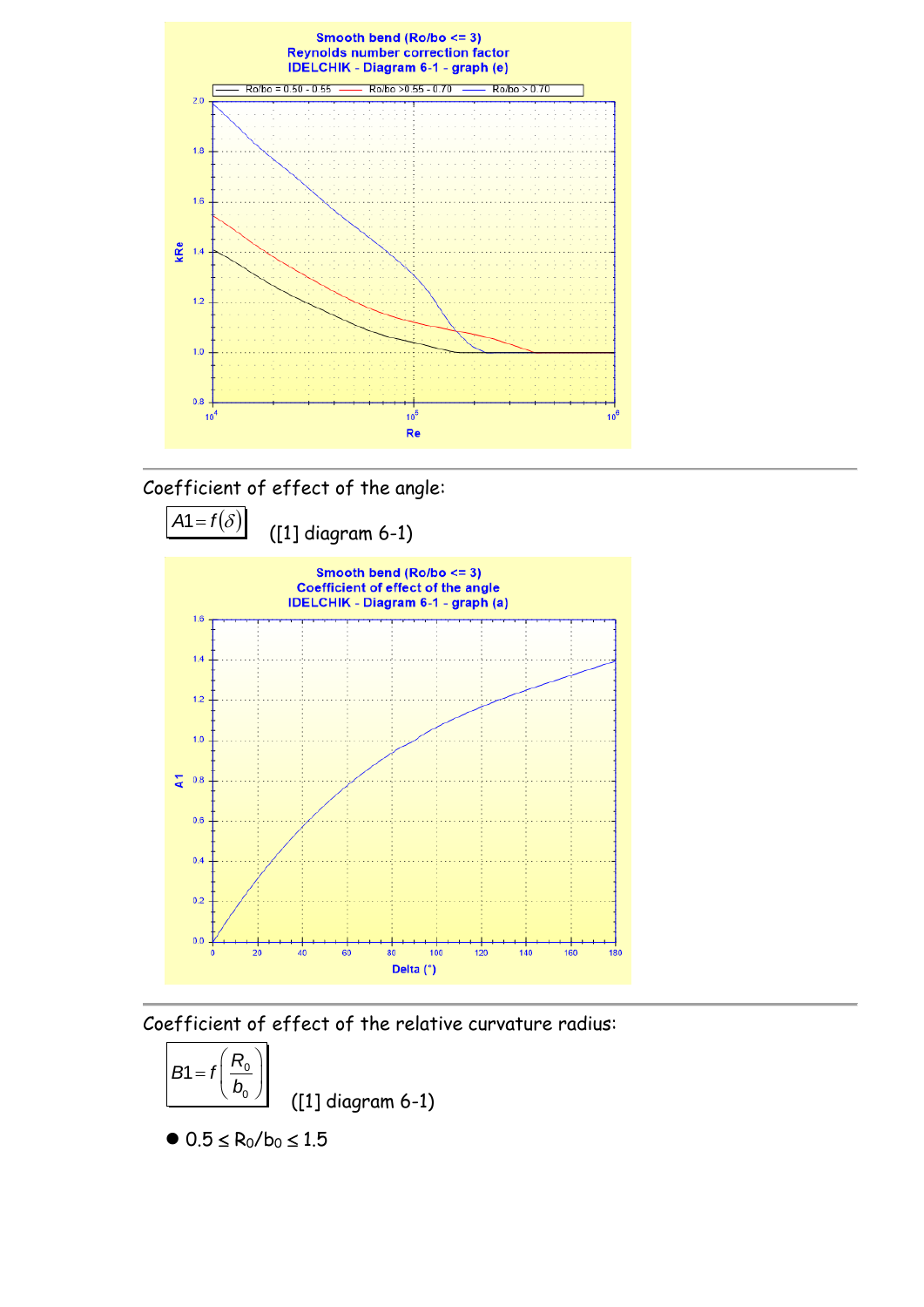Smooth bend (Ro/bo <= 3)
Reynolds number correction factor
IDELCHIK - Diagram 6-1 - graph (e)

Coefficient of effect of the angle:

$A1 = f(\delta)$ ([1] diagram 6-1)

Smooth bend (Ro/bo <= 3)
Coefficient of effect of the angle
IDELCHIK - Diagram 6-1 - graph (a)

Coefficient of effect of the relative curvature radius:

$B1 = f\left(\frac{R_0}{b_0}\right)$ ([1] diagram 6-1)

- $0.5 \leq R_0/b_0 \leq 1.5$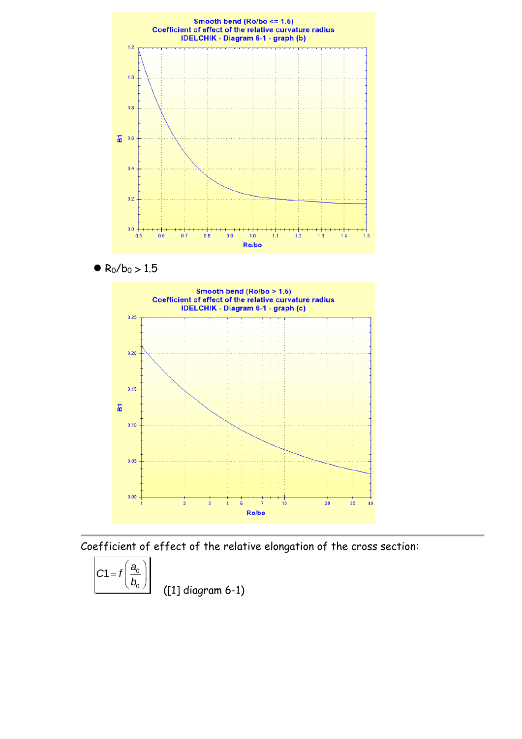Smooth bend (Ro/bo <= 1.5)
Coefficient of effect of the relative curvature radius
IDELCHIK - Diagram 6-1 - graph (b)

- $R_0/b_0 > 1.5$

Smooth bend (Ro/bo > 1.5)
Coefficient of effect of the relative curvature radius
IDELCHIK - Diagram 6-1 - graph (c)

---

Coefficient of effect of the relative elongation of the cross section:

$$C1 = f\left(\frac{a_0}{b_0}\right)$$

([1] diagram 6-1)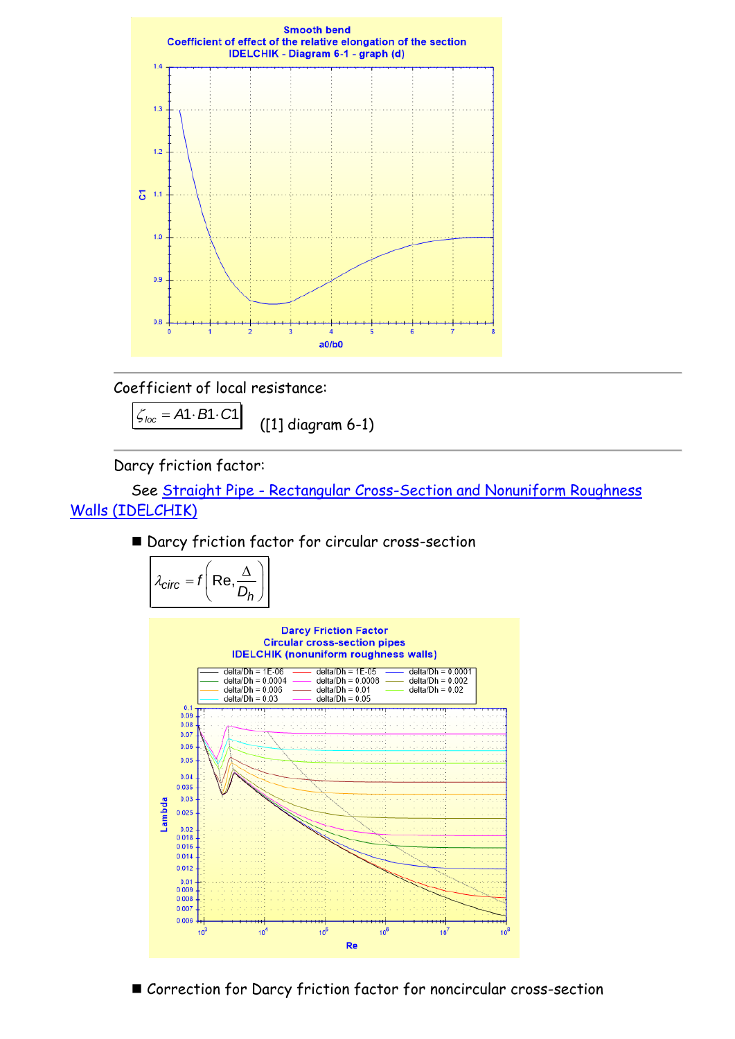Coefficient of local resistance:

$$\zeta_{loc} = A1 \cdot B1 \cdot C1$$ ([1] diagram 6-1)

Darcy friction factor:

See Straight Pipe - Rectangular Cross-Section and Nonuniform Roughness Walls (IDELCHIK)

- Darcy friction factor for circular cross-section

$$\lambda_{circ} = f\left(\text{Re}, \frac{\Delta}{D_h}\right)$$

- Correction for Darcy friction factor for noncircular cross-section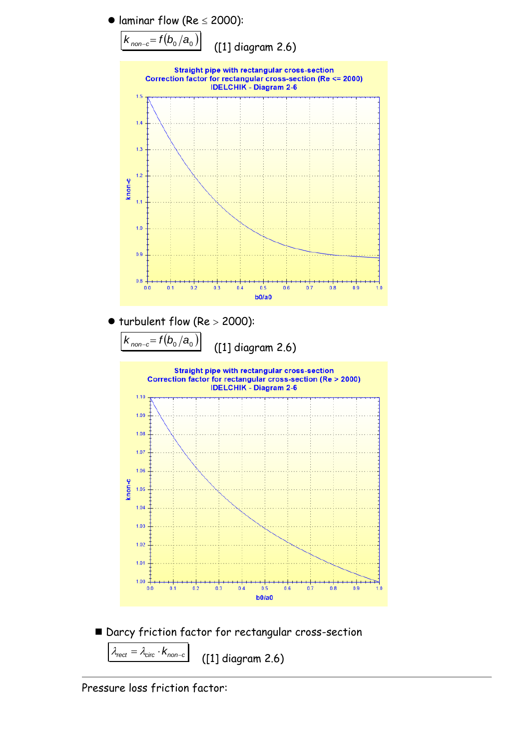- laminar flow ($Re \leq 2000$):

$$k_{non-c} = f(b_0/a_0)$$ ([1] diagram 2.6)

Straight pipe with rectangular cross-section
Correction factor for rectangular cross-section (Re <= 2000)
IDELCHIK - Diagram 2-6

- turbulent flow ($Re > 2000$):

$$k_{non-c} = f(b_0/a_0)$$ ([1] diagram 2.6)

Straight pipe with rectangular cross-section
Correction factor for rectangular cross-section (Re > 2000)
IDELCHIK - Diagram 2-6

- Darcy friction factor for rectangular cross-section

$$\lambda_{rect} = \lambda_{circ} \cdot k_{non-c}$$ ([1] diagram 2.6)

---

Pressure loss friction factor: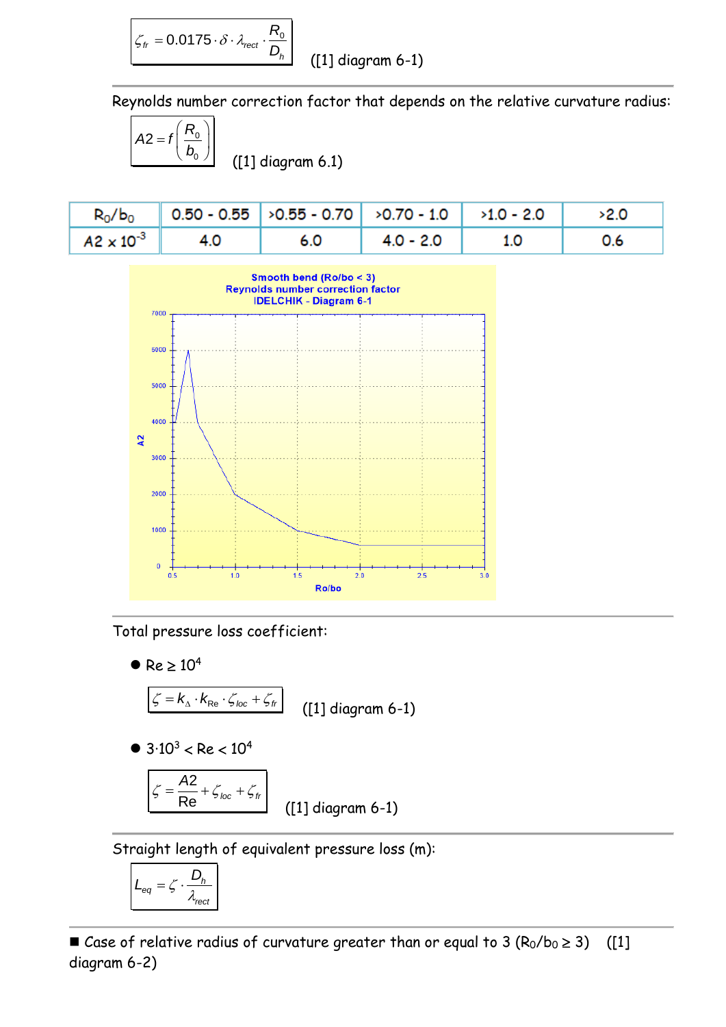$$\zeta_{fr} = 0.0175 \cdot \delta \cdot \lambda_{rect} \cdot \frac{R_0}{D_h}$$

([1] diagram 6-1)

Reynolds number correction factor that depends on the relative curvature radius:

$$A2 = f\left(\frac{R_0}{b_0}\right)$$

([1] diagram 6.1)

| $R_0/b_0$ | 0.50 - 0.55 | >0.55 - 0.70 | >0.70 - 1.0 | >1.0 - 2.0 | >2.0 |
|---|---|---|---|---|---|
| $A2 \times 10^{-3}$ | 4.0 | 6.0 | 4.0 - 2.0 | 1.0 | 0.6 |

Smooth bend (Ro/bo < 3)
Reynolds number correction factor
IDELCHIK - Diagram 6-1

Total pressure loss coefficient:

- $Re \geq 10^4$

$$\zeta = k_\Delta \cdot k_{Re} \cdot \zeta_{loc} + \zeta_{fr}$$

([1] diagram 6-1)

- $3 \cdot 10^3 < Re < 10^4$

$$\zeta = \frac{A2}{Re} + \zeta_{loc} + \zeta_{fr}$$

([1] diagram 6-1)

Straight length of equivalent pressure loss (m):

$$L_{eq} = \zeta \cdot \frac{D_h}{\lambda_{rect}}$$

■ Case of relative radius of curvature greater than or equal to 3 ($R_0/b_0 \geq 3$) ([1] diagram 6-2)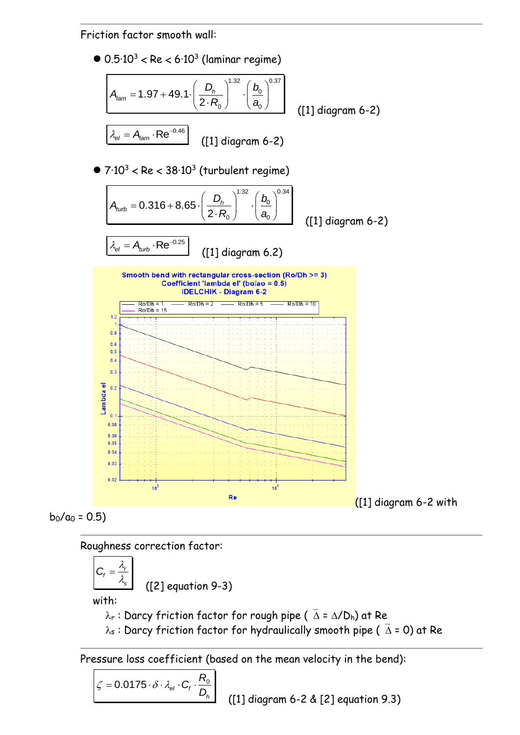Friction factor smooth wall:

- $0.5 \cdot 10^3 < \text{Re} < 6 \cdot 10^3$ (laminar regime)

$$A_{lam} = 1.97 + 49.1 \cdot \left(\frac{D_h}{2 \cdot R_0}\right)^{1.32} \cdot \left(\frac{b_0}{a_0}\right)^{0.37}$$

([1] diagram 6-2)

$$\lambda_{el} = A_{lam} \cdot \text{Re}^{-0.46}$$

([1] diagram 6-2)

- $7 \cdot 10^3 < \text{Re} < 38 \cdot 10^3$ (turbulent regime)

$$A_{turb} = 0.316 + 8.65 \cdot \left(\frac{D_h}{2 \cdot R_0}\right)^{1.32} \cdot \left(\frac{b_0}{a_0}\right)^{0.34}$$

([1] diagram 6-2)

$$\lambda_{el} = A_{turb} \cdot \text{Re}^{-0.25}$$

([1] diagram 6.2)

([1] diagram 6-2 with $b_0/a_0 = 0.5$)

Roughness correction factor:

$$C_f = \frac{\lambda_r}{\lambda_s}$$

([2] equation 9-3)

with:

$\lambda_r$ : Darcy friction factor for rough pipe ( $\bar{\Delta} = \Delta/D_h$) at Re

$\lambda_s$ : Darcy friction factor for hydraulically smooth pipe ( $\bar{\Delta} = 0$) at Re

Pressure loss coefficient (based on the mean velocity in the bend):

$$\zeta = 0.0175 \cdot \delta \cdot \lambda_{el} \cdot C_f \cdot \frac{R_0}{D_h}$$

([1] diagram 6-2 & [2] equation 9.3)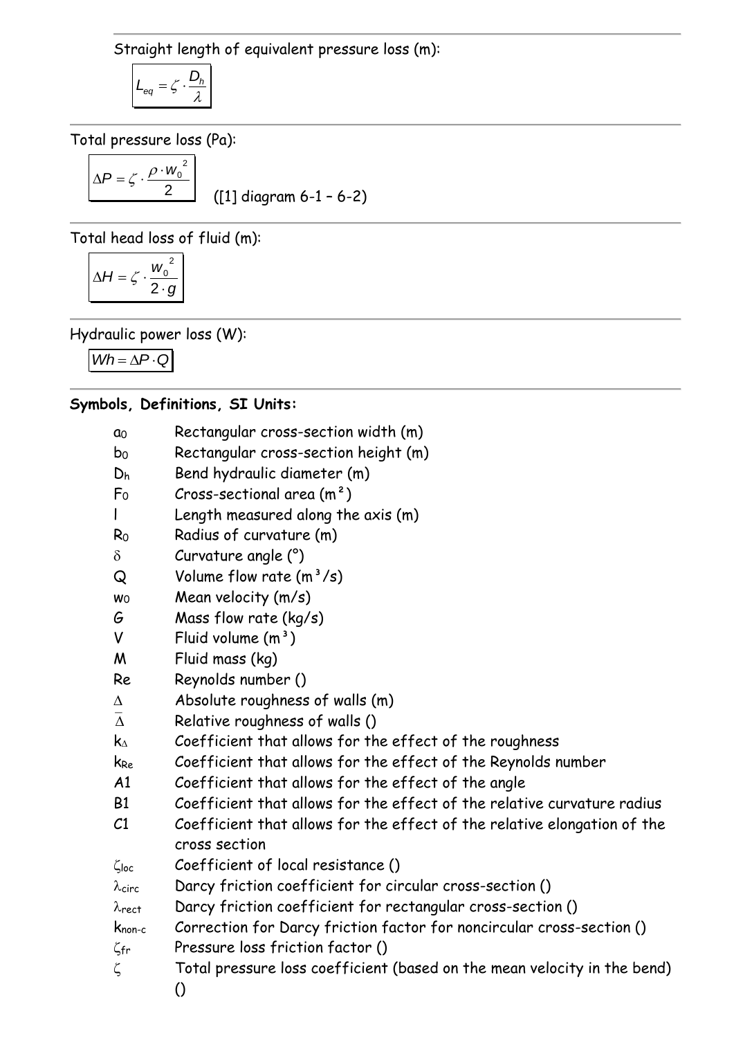Straight length of equivalent pressure loss (m):

$$L_{eq} = \zeta \cdot \frac{D_h}{\lambda}$$

---

Total pressure loss (Pa):

$$\Delta P = \zeta \cdot \frac{\rho \cdot w_0^{\ 2}}{2}$$

([1] diagram 6-1 – 6-2)

---

Total head loss of fluid (m):

$$\Delta H = \zeta \cdot \frac{w_0^{\ 2}}{2 \cdot g}$$

---

Hydraulic power loss (W):

$$Wh = \Delta P \cdot Q$$

---

**Symbols, Definitions, SI Units:**

| | |
|---|---|
| $a_0$ | Rectangular cross-section width (m) |
| $b_0$ | Rectangular cross-section height (m) |
| $D_h$ | Bend hydraulic diameter (m) |
| $F_0$ | Cross-sectional area (m²) |
| $l$ | Length measured along the axis (m) |
| $R_0$ | Radius of curvature (m) |
| $\delta$ | Curvature angle (°) |
| $Q$ | Volume flow rate (m³/s) |
| $w_0$ | Mean velocity (m/s) |
| $G$ | Mass flow rate (kg/s) |
| $V$ | Fluid volume (m³) |
| $M$ | Fluid mass (kg) |
| $Re$ | Reynolds number () |
| $\Delta$ | Absolute roughness of walls (m) |
| $\overline{\Delta}$ | Relative roughness of walls () |
| $k_\Delta$ | Coefficient that allows for the effect of the roughness |
| $k_{Re}$ | Coefficient that allows for the effect of the Reynolds number |
| A1 | Coefficient that allows for the effect of the angle |
| B1 | Coefficient that allows for the effect of the relative curvature radius |
| C1 | Coefficient that allows for the effect of the relative elongation of the cross section |
| $\zeta_{loc}$ | Coefficient of local resistance () |
| $\lambda_{circ}$ | Darcy friction coefficient for circular cross-section () |
| $\lambda_{rect}$ | Darcy friction coefficient for rectangular cross-section () |
| $k_{non\text{-}c}$ | Correction for Darcy friction factor for noncircular cross-section () |
| $\zeta_{fr}$ | Pressure loss friction factor () |
| $\zeta$ | Total pressure loss coefficient (based on the mean velocity in the bend) () |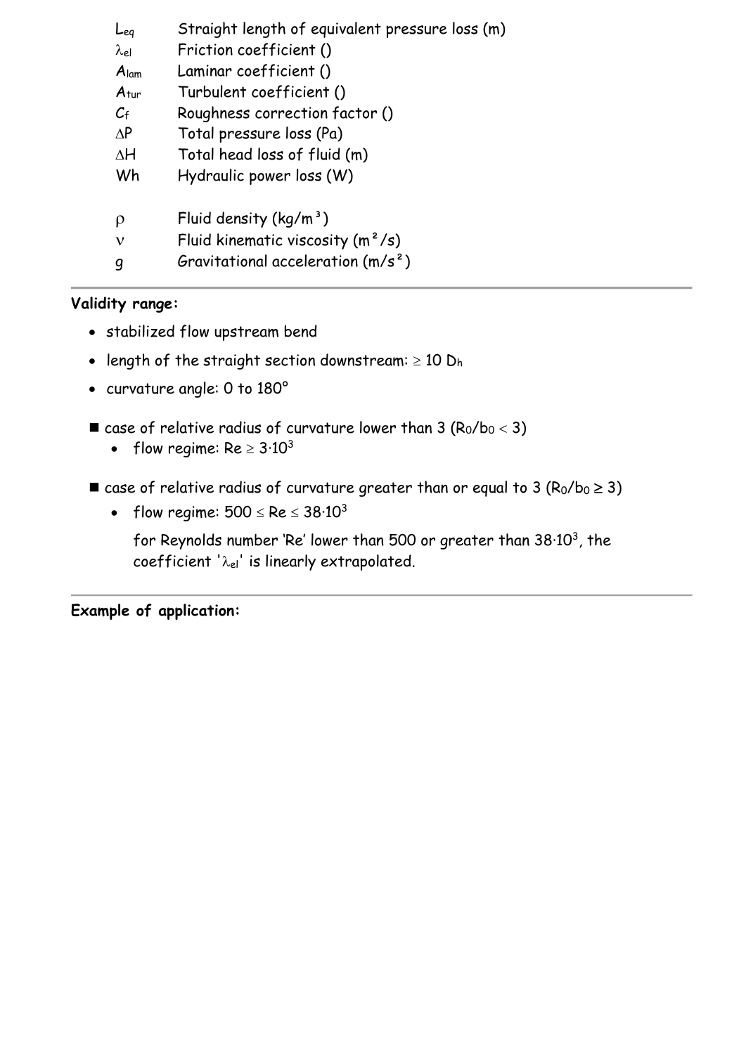| | |
|---|---|
| $L_{eq}$ | Straight length of equivalent pressure loss (m) |
| $\lambda_{el}$ | Friction coefficient () |
| $A_{lam}$ | Laminar coefficient () |
| $A_{tur}$ | Turbulent coefficient () |
| $C_f$ | Roughness correction factor () |
| $\Delta P$ | Total pressure loss (Pa) |
| $\Delta H$ | Total head loss of fluid (m) |
| Wh | Hydraulic power loss (W) |
| | |
| $\rho$ | Fluid density (kg/m³) |
| $\nu$ | Fluid kinematic viscosity (m²/s) |
| g | Gravitational acceleration (m/s²) |

**Validity range:**

- stabilized flow upstream bend
- length of the straight section downstream: $\geq 10\ D_h$
- curvature angle: 0 to 180°

■ case of relative radius of curvature lower than 3 ($R_0/b_0 < 3$)

- flow regime: $Re \geq 3{\cdot}10^3$

■ case of relative radius of curvature greater than or equal to 3 ($R_0/b_0 \geq 3$)

- flow regime: $500 \leq Re \leq 38{\cdot}10^3$

  for Reynolds number 'Re' lower than 500 or greater than $38{\cdot}10^3$, the coefficient '$\lambda_{el}$' is linearly extrapolated.

**Example of application:**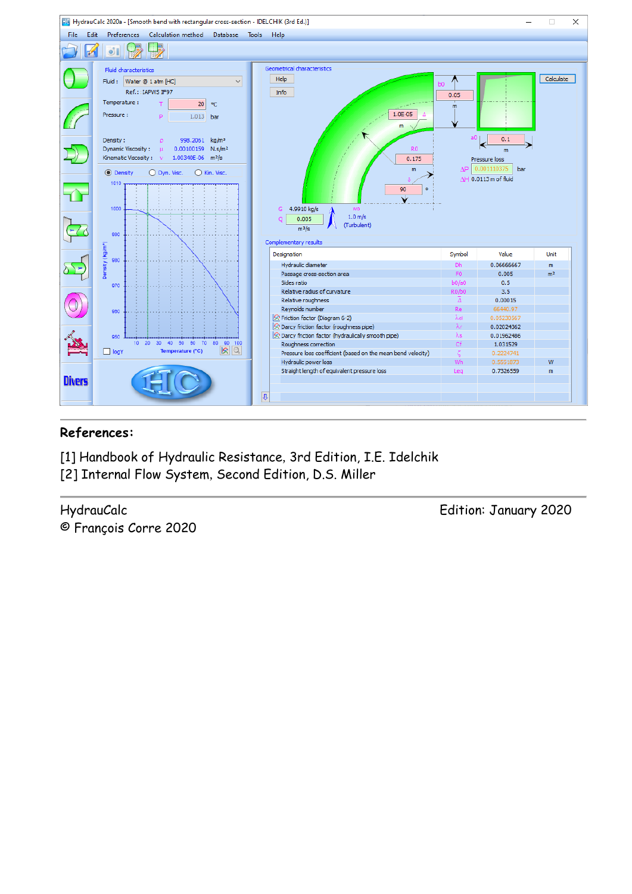HydrauCalc 2020a - [Smooth bend with rectangular cross-section - IDELCHIK (3rd Ed.)]

File Edit Preferences Calculation method Database Tools Help

Fluid characteristics

Fluid : Water @ 1 atm [HC]

Ref.: IAPWS IF97

Temperature : T 20 °C

Pressure : P 1.013 bar

Density : ρ 998.2061 kg/m³

Dynamic Viscosity : μ 0.00100159 N.s/m²

Kinematic Viscosity : ν 1.00340E-06 m²/s

Density Dyn. Visc. Kin. Visc.

1010
1000
990
980
970
960
950

Density (kg/m³)

10 20 30 40 50 60 70 80 90 100

Temperature (°C)

logY

Geometrical characteristics

Help

Info

b0 0.05 m

1.0E-05 Δ m

R0 0.175 m

δ 90 °

a0 0.1 m

Calculate

Pressure loss

ΔP 0.003110375 bar

ΔH 0.0318 m of fluid

G 4.9910 kg/s

Q 0.005 m³/s

w0 1.0 m/s (Turbulent)

Complementary results

| Designation | Symbol | Value | Unit |
|---|---|---|---|
| Hydraulic diameter | Dh | 0.06666667 | m |
| Passage cross-section area | F0 | 0.005 | m² |
| Sides ratio | b0/a0 | 0.5 | |
| Relative radius of curvature | R0/b0 | 3.5 | |
| Relative roughness | Δ | 0.00015 | |
| Reynolds number | Re | 66440.97 | |
| Friction factor (Diagram 6-2) | λel | 0.05230567 | |
| Darcy friction factor (roughness pipe) | λr | 0.02024362 | |
| Darcy friction factor (hydraulically smooth pipe) | λs | 0.01962486 | |
| Roughness correction | Cf | 1.031529 | |
| Pressure loss coefficient (based on the mean bend velocity) | ζ | 0.2224741 | |
| Hydraulic power loss | Wh | 0.5551873 | W |
| Straight length of equivalent pressure loss | Leq | 0.7326559 | m |

**References:**

[1] Handbook of Hydraulic Resistance, 3rd Edition, I.E. Idelchik
[2] Internal Flow System, Second Edition, D.S. Miller

HydrauCalc
© François Corre 2020

Edition: January 2020